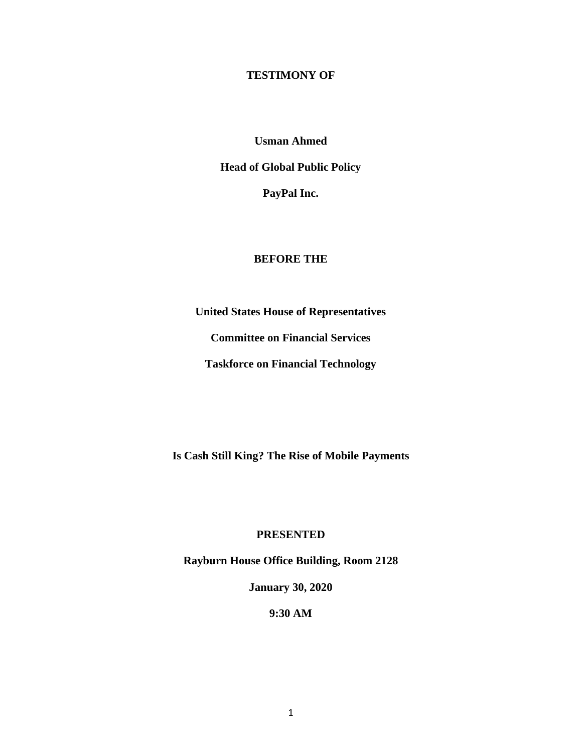**TESTIMONY OF**

**Usman Ahmed**

**Head of Global Public Policy**

**PayPal Inc.**

**BEFORE THE**

**United States House of Representatives**

**Committee on Financial Services**

**Taskforce on Financial Technology**

**Is Cash Still King? The Rise of Mobile Payments**

**PRESENTED**

**Rayburn House Office Building, Room 2128**

**January 30, 2020**

**9:30 AM**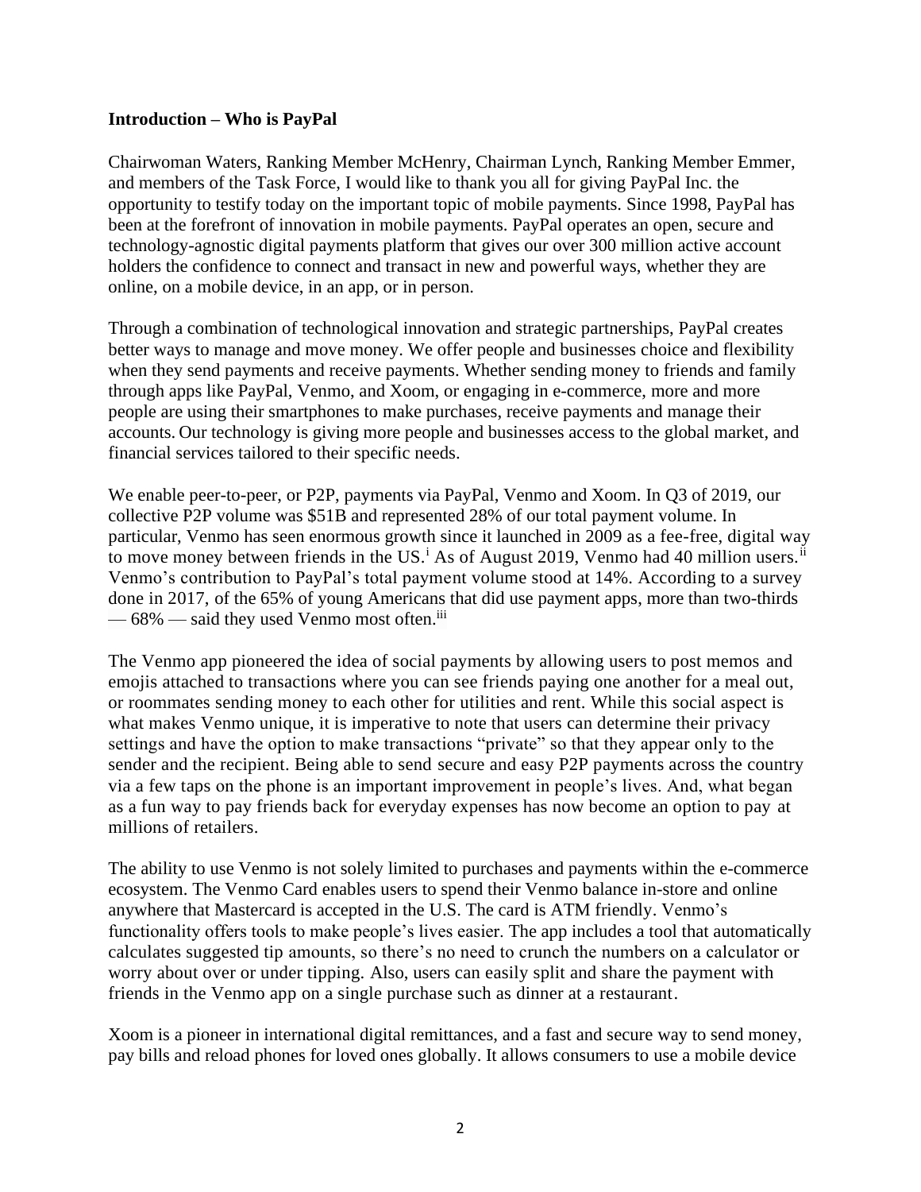**Introduction – Who is PayPal**

Chairwoman Waters, Ranking Member McHenry, Chairman Lynch, Ranking Member Emmer, and members of the Task Force, I would like to thank you all for giving PayPal Inc. the opportunity to testify today on the important topic of mobile payments. Since 1998, PayPal has been at the forefront of innovation in mobile payments. PayPal operates an open, secure and technology-agnostic digital payments platform that gives our over 300 million active account holders the confidence to connect and transact in new and powerful ways, whether they are online, on a mobile device, in an app, or in person.

Through a combination of technological innovation and strategic partnerships, PayPal creates better ways to manage and move money. We offer people and businesses choice and flexibility when they send payments and receive payments. Whether sending money to friends and family through apps like PayPal, Venmo, and Xoom, or engaging in e-commerce, more and more people are using their smartphones to make purchases, receive payments and manage their accounts. Our technology is giving more people and businesses access to the global market, and financial services tailored to their specific needs.

We enable peer-to-peer, or P2P, payments via PayPal, Venmo and Xoom. In Q3 of 2019, our collective P2P volume was $51B and represented 28% of our total payment volume. In particular, Venmo has seen enormous growth since it launched in 2009 as a fee-free, digital way to move money between friends in the US.[i] As of August 2019, Venmo had 40 million users.[ii] Venmo's contribution to PayPal's total payment volume stood at 14%. According to a survey done in 2017, of the 65% of young Americans that did use payment apps, more than two-thirds — 68% — said they used Venmo most often.[iii]

The Venmo app pioneered the idea of social payments by allowing users to post memos and emojis attached to transactions where you can see friends paying one another for a meal out, or roommates sending money to each other for utilities and rent. While this social aspect is what makes Venmo unique, it is imperative to note that users can determine their privacy settings and have the option to make transactions "private" so that they appear only to the sender and the recipient. Being able to send secure and easy P2P payments across the country via a few taps on the phone is an important improvement in people's lives. And, what began as a fun way to pay friends back for everyday expenses has now become an option to pay at millions of retailers.

The ability to use Venmo is not solely limited to purchases and payments within the e-commerce ecosystem. The Venmo Card enables users to spend their Venmo balance in-store and online anywhere that Mastercard is accepted in the U.S. The card is ATM friendly. Venmo's functionality offers tools to make people's lives easier. The app includes a tool that automatically calculates suggested tip amounts, so there's no need to crunch the numbers on a calculator or worry about over or under tipping. Also, users can easily split and share the payment with friends in the Venmo app on a single purchase such as dinner at a restaurant.

Xoom is a pioneer in international digital remittances, and a fast and secure way to send money, pay bills and reload phones for loved ones globally. It allows consumers to use a mobile device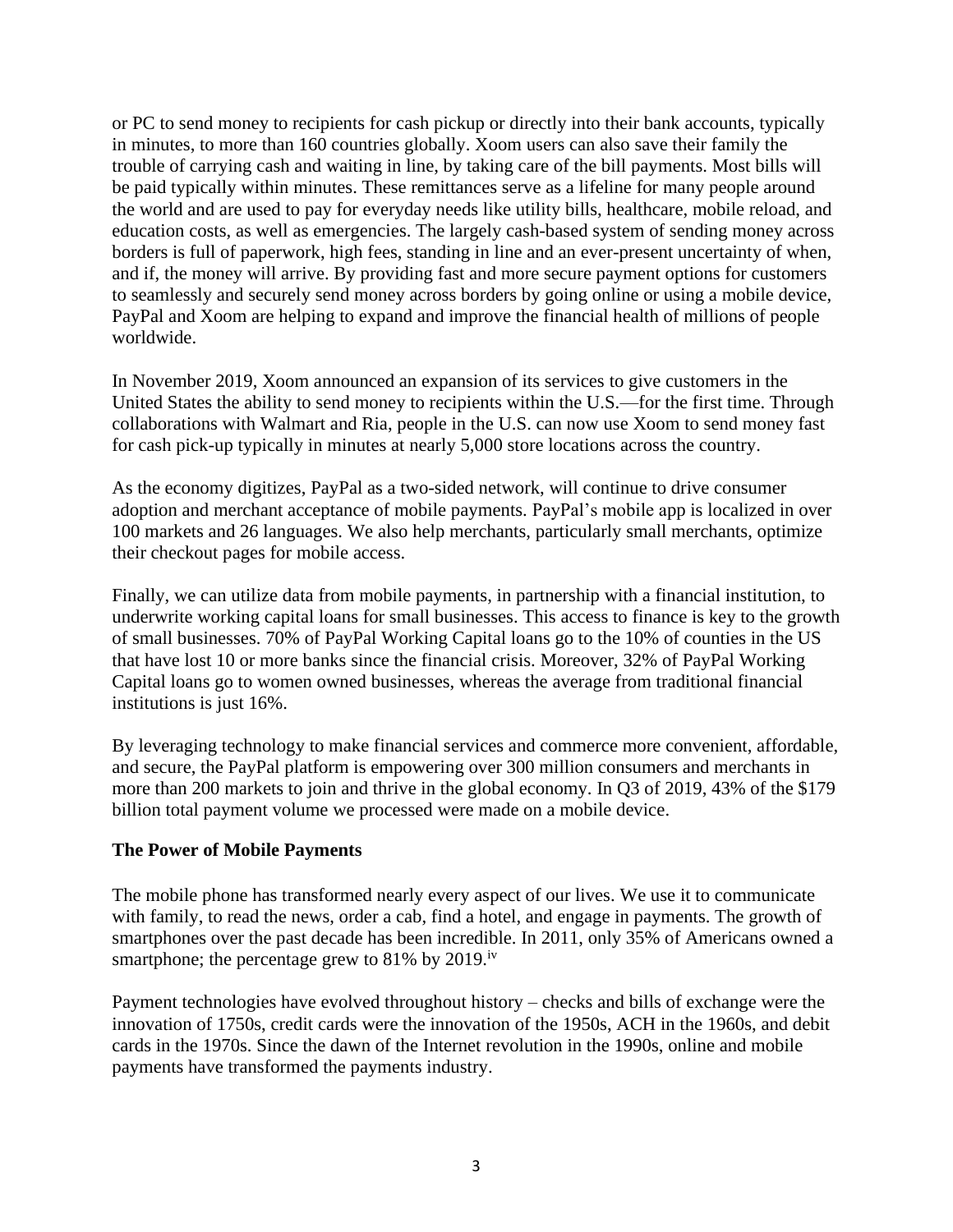or PC to send money to recipients for cash pickup or directly into their bank accounts, typically in minutes, to more than 160 countries globally. Xoom users can also save their family the trouble of carrying cash and waiting in line, by taking care of the bill payments. Most bills will be paid typically within minutes. These remittances serve as a lifeline for many people around the world and are used to pay for everyday needs like utility bills, healthcare, mobile reload, and education costs, as well as emergencies. The largely cash-based system of sending money across borders is full of paperwork, high fees, standing in line and an ever-present uncertainty of when, and if, the money will arrive. By providing fast and more secure payment options for customers to seamlessly and securely send money across borders by going online or using a mobile device, PayPal and Xoom are helping to expand and improve the financial health of millions of people worldwide.

In November 2019, Xoom announced an expansion of its services to give customers in the United States the ability to send money to recipients within the U.S.—for the first time. Through collaborations with Walmart and Ria, people in the U.S. can now use Xoom to send money fast for cash pick-up typically in minutes at nearly 5,000 store locations across the country.

As the economy digitizes, PayPal as a two-sided network, will continue to drive consumer adoption and merchant acceptance of mobile payments. PayPal's mobile app is localized in over 100 markets and 26 languages. We also help merchants, particularly small merchants, optimize their checkout pages for mobile access.

Finally, we can utilize data from mobile payments, in partnership with a financial institution, to underwrite working capital loans for small businesses. This access to finance is key to the growth of small businesses. 70% of PayPal Working Capital loans go to the 10% of counties in the US that have lost 10 or more banks since the financial crisis. Moreover, 32% of PayPal Working Capital loans go to women owned businesses, whereas the average from traditional financial institutions is just 16%.

By leveraging technology to make financial services and commerce more convenient, affordable, and secure, the PayPal platform is empowering over 300 million consumers and merchants in more than 200 markets to join and thrive in the global economy. In Q3 of 2019, 43% of the $179 billion total payment volume we processed were made on a mobile device.

**The Power of Mobile Payments**

The mobile phone has transformed nearly every aspect of our lives. We use it to communicate with family, to read the news, order a cab, find a hotel, and engage in payments. The growth of smartphones over the past decade has been incredible. In 2011, only 35% of Americans owned a smartphone; the percentage grew to 81% by 2019.[iv]

Payment technologies have evolved throughout history – checks and bills of exchange were the innovation of 1750s, credit cards were the innovation of the 1950s, ACH in the 1960s, and debit cards in the 1970s. Since the dawn of the Internet revolution in the 1990s, online and mobile payments have transformed the payments industry.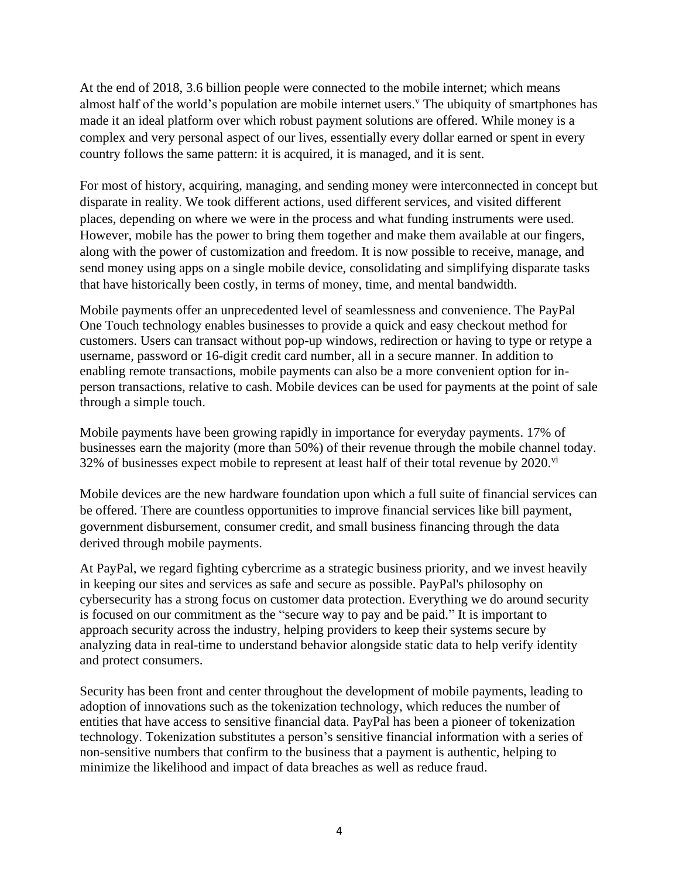At the end of 2018, 3.6 billion people were connected to the mobile internet; which means almost half of the world's population are mobile internet users.[v] The ubiquity of smartphones has made it an ideal platform over which robust payment solutions are offered. While money is a complex and very personal aspect of our lives, essentially every dollar earned or spent in every country follows the same pattern: it is acquired, it is managed, and it is sent.

For most of history, acquiring, managing, and sending money were interconnected in concept but disparate in reality. We took different actions, used different services, and visited different places, depending on where we were in the process and what funding instruments were used. However, mobile has the power to bring them together and make them available at our fingers, along with the power of customization and freedom. It is now possible to receive, manage, and send money using apps on a single mobile device, consolidating and simplifying disparate tasks that have historically been costly, in terms of money, time, and mental bandwidth.

Mobile payments offer an unprecedented level of seamlessness and convenience. The PayPal One Touch technology enables businesses to provide a quick and easy checkout method for customers. Users can transact without pop-up windows, redirection or having to type or retype a username, password or 16-digit credit card number, all in a secure manner. In addition to enabling remote transactions, mobile payments can also be a more convenient option for in-person transactions, relative to cash. Mobile devices can be used for payments at the point of sale through a simple touch.

Mobile payments have been growing rapidly in importance for everyday payments. 17% of businesses earn the majority (more than 50%) of their revenue through the mobile channel today. 32% of businesses expect mobile to represent at least half of their total revenue by 2020.[vi]

Mobile devices are the new hardware foundation upon which a full suite of financial services can be offered. There are countless opportunities to improve financial services like bill payment, government disbursement, consumer credit, and small business financing through the data derived through mobile payments.

At PayPal, we regard fighting cybercrime as a strategic business priority, and we invest heavily in keeping our sites and services as safe and secure as possible. PayPal's philosophy on cybersecurity has a strong focus on customer data protection. Everything we do around security is focused on our commitment as the "secure way to pay and be paid." It is important to approach security across the industry, helping providers to keep their systems secure by analyzing data in real-time to understand behavior alongside static data to help verify identity and protect consumers.

Security has been front and center throughout the development of mobile payments, leading to adoption of innovations such as the tokenization technology, which reduces the number of entities that have access to sensitive financial data. PayPal has been a pioneer of tokenization technology. Tokenization substitutes a person's sensitive financial information with a series of non-sensitive numbers that confirm to the business that a payment is authentic, helping to minimize the likelihood and impact of data breaches as well as reduce fraud.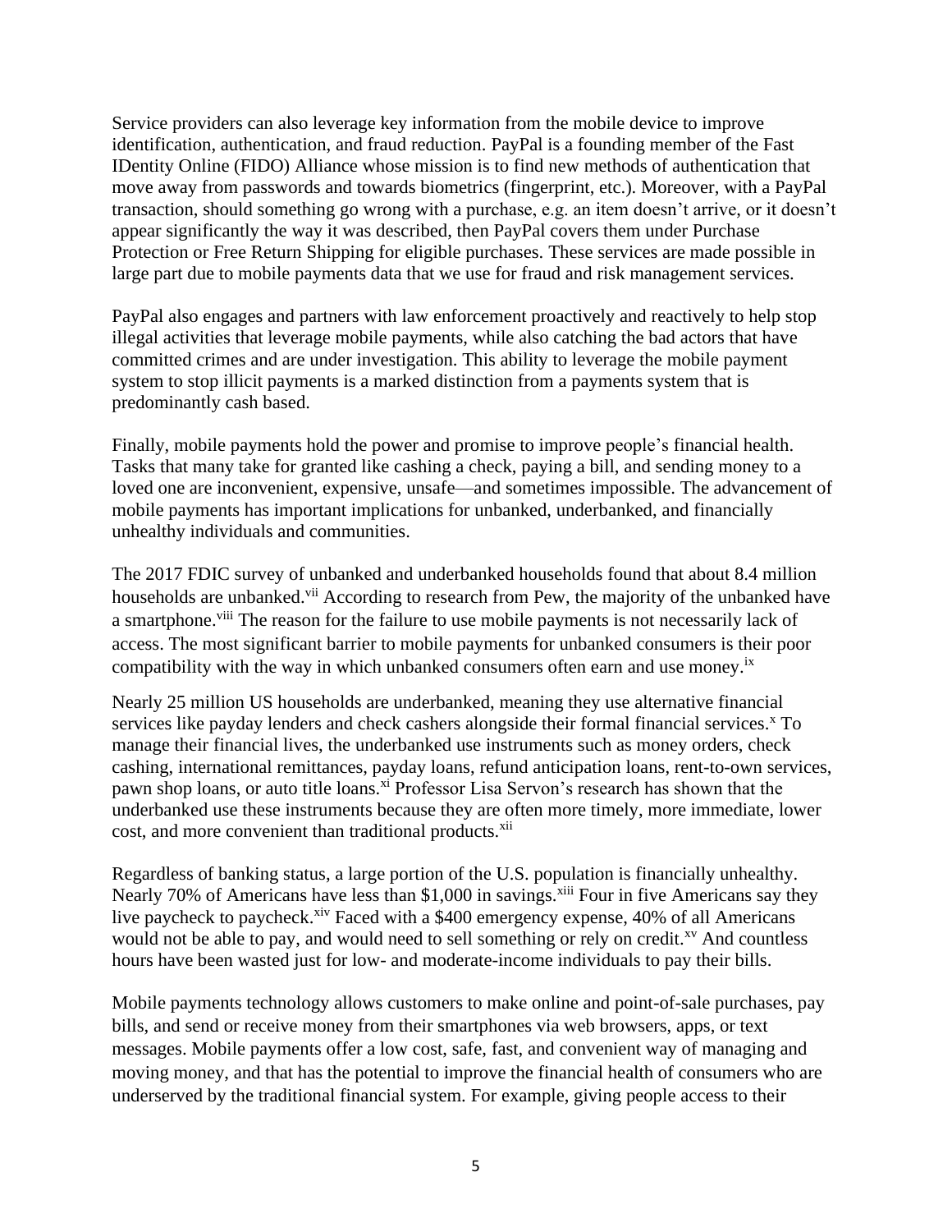Service providers can also leverage key information from the mobile device to improve identification, authentication, and fraud reduction. PayPal is a founding member of the Fast IDentity Online (FIDO) Alliance whose mission is to find new methods of authentication that move away from passwords and towards biometrics (fingerprint, etc.). Moreover, with a PayPal transaction, should something go wrong with a purchase, e.g. an item doesn't arrive, or it doesn't appear significantly the way it was described, then PayPal covers them under Purchase Protection or Free Return Shipping for eligible purchases. These services are made possible in large part due to mobile payments data that we use for fraud and risk management services.

PayPal also engages and partners with law enforcement proactively and reactively to help stop illegal activities that leverage mobile payments, while also catching the bad actors that have committed crimes and are under investigation. This ability to leverage the mobile payment system to stop illicit payments is a marked distinction from a payments system that is predominantly cash based.

Finally, mobile payments hold the power and promise to improve people's financial health. Tasks that many take for granted like cashing a check, paying a bill, and sending money to a loved one are inconvenient, expensive, unsafe—and sometimes impossible. The advancement of mobile payments has important implications for unbanked, underbanked, and financially unhealthy individuals and communities.

The 2017 FDIC survey of unbanked and underbanked households found that about 8.4 million households are unbanked.[vii] According to research from Pew, the majority of the unbanked have a smartphone.[viii] The reason for the failure to use mobile payments is not necessarily lack of access. The most significant barrier to mobile payments for unbanked consumers is their poor compatibility with the way in which unbanked consumers often earn and use money.[ix]

Nearly 25 million US households are underbanked, meaning they use alternative financial services like payday lenders and check cashers alongside their formal financial services.[x] To manage their financial lives, the underbanked use instruments such as money orders, check cashing, international remittances, payday loans, refund anticipation loans, rent-to-own services, pawn shop loans, or auto title loans.[xi] Professor Lisa Servon's research has shown that the underbanked use these instruments because they are often more timely, more immediate, lower cost, and more convenient than traditional products.[xii]

Regardless of banking status, a large portion of the U.S. population is financially unhealthy. Nearly 70% of Americans have less than $1,000 in savings.[xiii] Four in five Americans say they live paycheck to paycheck.[xiv] Faced with a $400 emergency expense, 40% of all Americans would not be able to pay, and would need to sell something or rely on credit.[xv] And countless hours have been wasted just for low- and moderate-income individuals to pay their bills.

Mobile payments technology allows customers to make online and point-of-sale purchases, pay bills, and send or receive money from their smartphones via web browsers, apps, or text messages. Mobile payments offer a low cost, safe, fast, and convenient way of managing and moving money, and that has the potential to improve the financial health of consumers who are underserved by the traditional financial system. For example, giving people access to their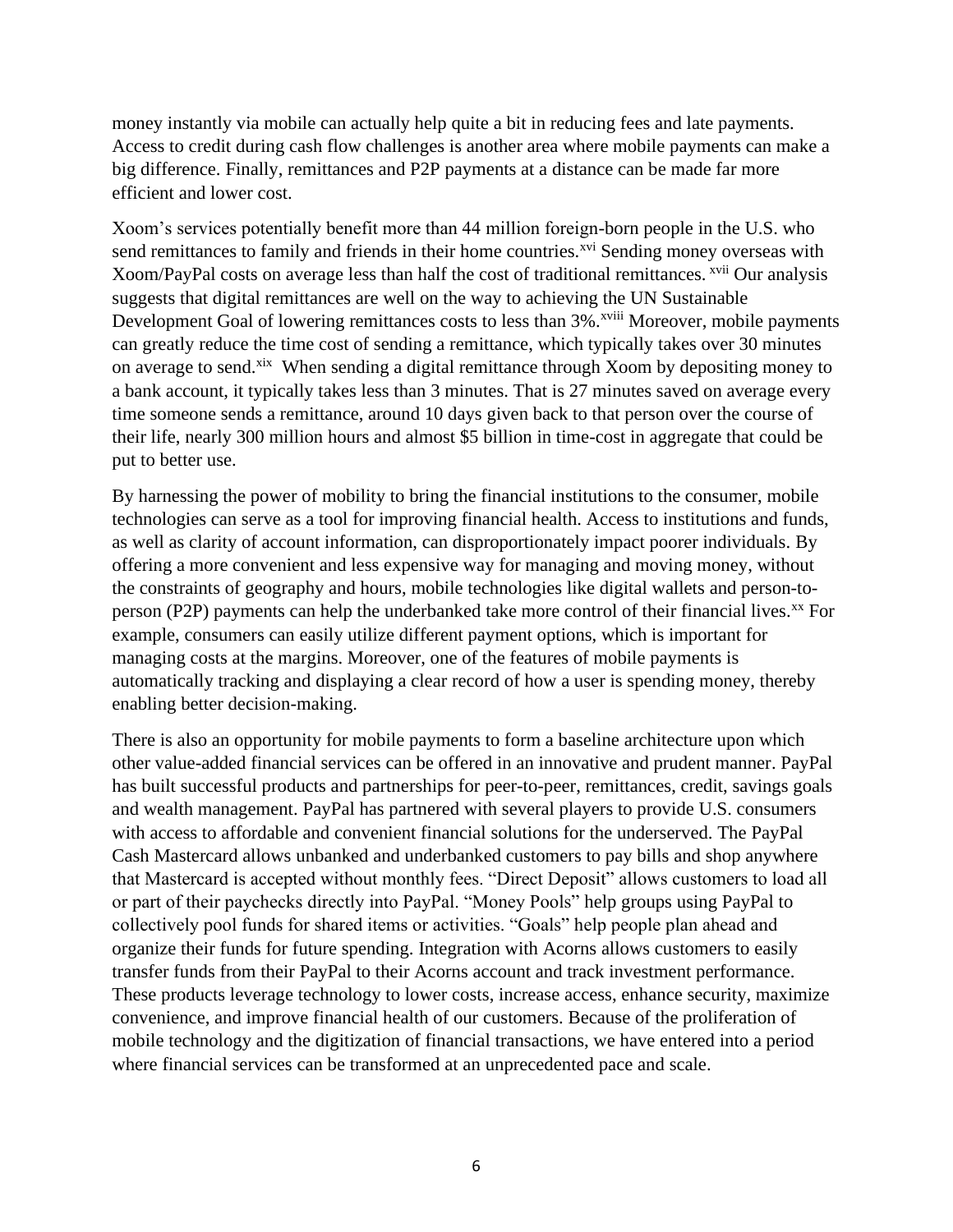money instantly via mobile can actually help quite a bit in reducing fees and late payments. Access to credit during cash flow challenges is another area where mobile payments can make a big difference. Finally, remittances and P2P payments at a distance can be made far more efficient and lower cost.

Xoom's services potentially benefit more than 44 million foreign-born people in the U.S. who send remittances to family and friends in their home countries.[xvi] Sending money overseas with Xoom/PayPal costs on average less than half the cost of traditional remittances. [xvii] Our analysis suggests that digital remittances are well on the way to achieving the UN Sustainable Development Goal of lowering remittances costs to less than 3%.[xviii] Moreover, mobile payments can greatly reduce the time cost of sending a remittance, which typically takes over 30 minutes on average to send.[xix] When sending a digital remittance through Xoom by depositing money to a bank account, it typically takes less than 3 minutes. That is 27 minutes saved on average every time someone sends a remittance, around 10 days given back to that person over the course of their life, nearly 300 million hours and almost $5 billion in time-cost in aggregate that could be put to better use.

By harnessing the power of mobility to bring the financial institutions to the consumer, mobile technologies can serve as a tool for improving financial health. Access to institutions and funds, as well as clarity of account information, can disproportionately impact poorer individuals. By offering a more convenient and less expensive way for managing and moving money, without the constraints of geography and hours, mobile technologies like digital wallets and person-to-person (P2P) payments can help the underbanked take more control of their financial lives.[xx] For example, consumers can easily utilize different payment options, which is important for managing costs at the margins. Moreover, one of the features of mobile payments is automatically tracking and displaying a clear record of how a user is spending money, thereby enabling better decision-making.

There is also an opportunity for mobile payments to form a baseline architecture upon which other value-added financial services can be offered in an innovative and prudent manner. PayPal has built successful products and partnerships for peer-to-peer, remittances, credit, savings goals and wealth management. PayPal has partnered with several players to provide U.S. consumers with access to affordable and convenient financial solutions for the underserved. The PayPal Cash Mastercard allows unbanked and underbanked customers to pay bills and shop anywhere that Mastercard is accepted without monthly fees. "Direct Deposit" allows customers to load all or part of their paychecks directly into PayPal. "Money Pools" help groups using PayPal to collectively pool funds for shared items or activities. "Goals" help people plan ahead and organize their funds for future spending. Integration with Acorns allows customers to easily transfer funds from their PayPal to their Acorns account and track investment performance. These products leverage technology to lower costs, increase access, enhance security, maximize convenience, and improve financial health of our customers. Because of the proliferation of mobile technology and the digitization of financial transactions, we have entered into a period where financial services can be transformed at an unprecedented pace and scale.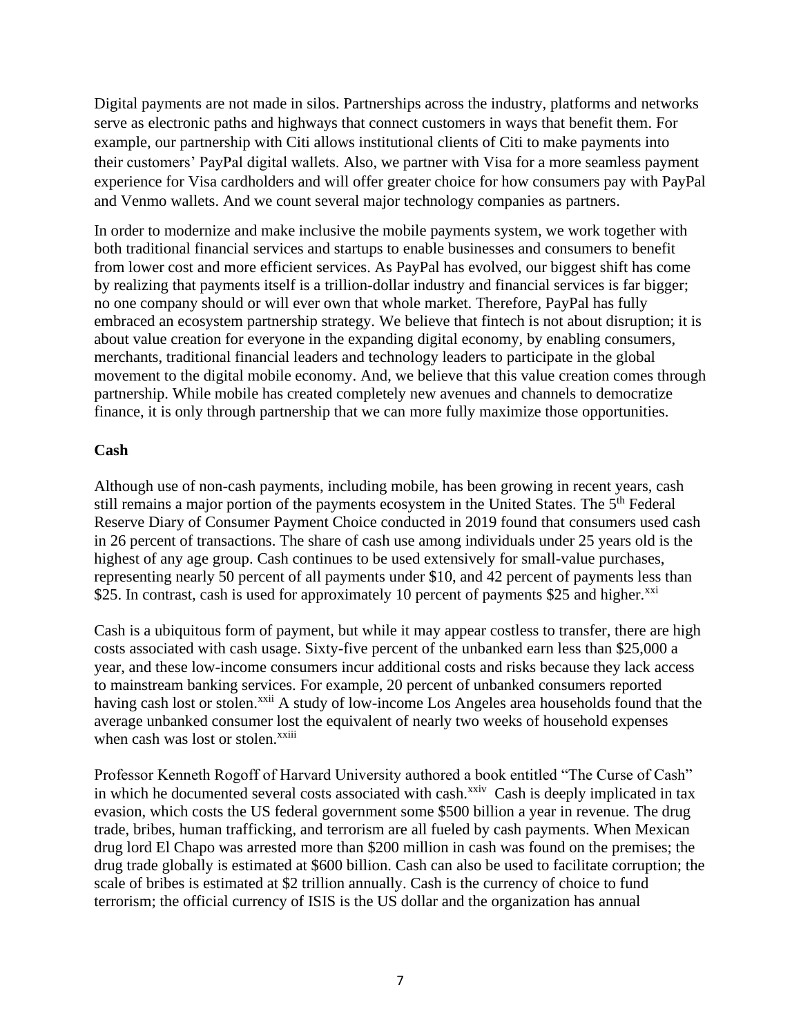Digital payments are not made in silos. Partnerships across the industry, platforms and networks serve as electronic paths and highways that connect customers in ways that benefit them. For example, our partnership with Citi allows institutional clients of Citi to make payments into their customers' PayPal digital wallets. Also, we partner with Visa for a more seamless payment experience for Visa cardholders and will offer greater choice for how consumers pay with PayPal and Venmo wallets. And we count several major technology companies as partners.

In order to modernize and make inclusive the mobile payments system, we work together with both traditional financial services and startups to enable businesses and consumers to benefit from lower cost and more efficient services. As PayPal has evolved, our biggest shift has come by realizing that payments itself is a trillion-dollar industry and financial services is far bigger; no one company should or will ever own that whole market. Therefore, PayPal has fully embraced an ecosystem partnership strategy. We believe that fintech is not about disruption; it is about value creation for everyone in the expanding digital economy, by enabling consumers, merchants, traditional financial leaders and technology leaders to participate in the global movement to the digital mobile economy. And, we believe that this value creation comes through partnership. While mobile has created completely new avenues and channels to democratize finance, it is only through partnership that we can more fully maximize those opportunities.

**Cash**

Although use of non-cash payments, including mobile, has been growing in recent years, cash still remains a major portion of the payments ecosystem in the United States. The 5th Federal Reserve Diary of Consumer Payment Choice conducted in 2019 found that consumers used cash in 26 percent of transactions. The share of cash use among individuals under 25 years old is the highest of any age group. Cash continues to be used extensively for small-value purchases, representing nearly 50 percent of all payments under $10, and 42 percent of payments less than $25. In contrast, cash is used for approximately 10 percent of payments $25 and higher.[xxi]

Cash is a ubiquitous form of payment, but while it may appear costless to transfer, there are high costs associated with cash usage. Sixty-five percent of the unbanked earn less than $25,000 a year, and these low-income consumers incur additional costs and risks because they lack access to mainstream banking services. For example, 20 percent of unbanked consumers reported having cash lost or stolen.[xxii] A study of low-income Los Angeles area households found that the average unbanked consumer lost the equivalent of nearly two weeks of household expenses when cash was lost or stolen.[xxiii]

Professor Kenneth Rogoff of Harvard University authored a book entitled "The Curse of Cash" in which he documented several costs associated with cash.[xxiv] Cash is deeply implicated in tax evasion, which costs the US federal government some $500 billion a year in revenue. The drug trade, bribes, human trafficking, and terrorism are all fueled by cash payments. When Mexican drug lord El Chapo was arrested more than $200 million in cash was found on the premises; the drug trade globally is estimated at $600 billion. Cash can also be used to facilitate corruption; the scale of bribes is estimated at $2 trillion annually. Cash is the currency of choice to fund terrorism; the official currency of ISIS is the US dollar and the organization has annual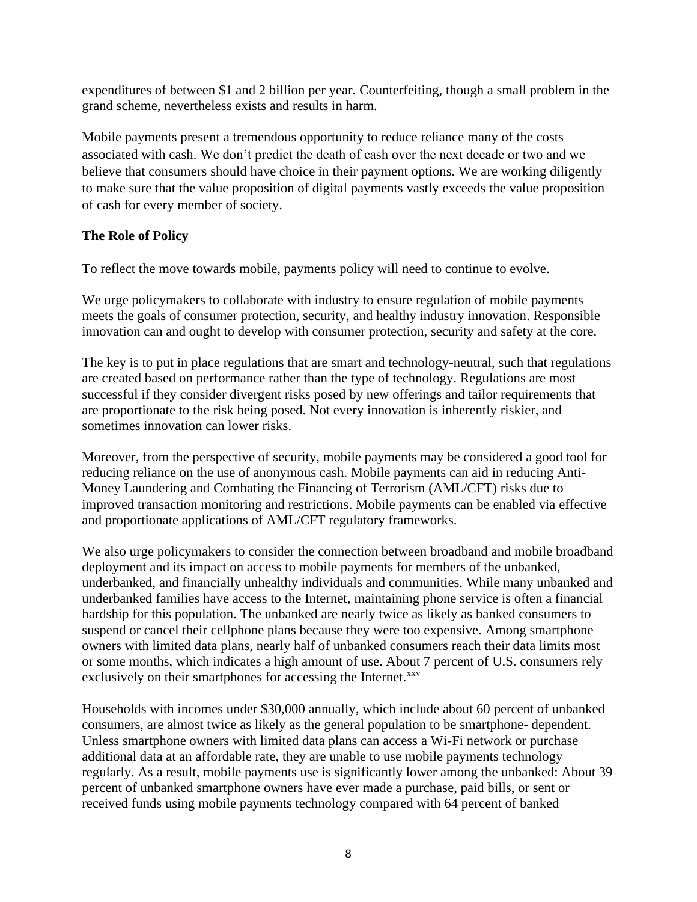expenditures of between $1 and 2 billion per year. Counterfeiting, though a small problem in the grand scheme, nevertheless exists and results in harm.

Mobile payments present a tremendous opportunity to reduce reliance many of the costs associated with cash. We don't predict the death of cash over the next decade or two and we believe that consumers should have choice in their payment options. We are working diligently to make sure that the value proposition of digital payments vastly exceeds the value proposition of cash for every member of society.

**The Role of Policy**

To reflect the move towards mobile, payments policy will need to continue to evolve.

We urge policymakers to collaborate with industry to ensure regulation of mobile payments meets the goals of consumer protection, security, and healthy industry innovation. Responsible innovation can and ought to develop with consumer protection, security and safety at the core.

The key is to put in place regulations that are smart and technology-neutral, such that regulations are created based on performance rather than the type of technology. Regulations are most successful if they consider divergent risks posed by new offerings and tailor requirements that are proportionate to the risk being posed. Not every innovation is inherently riskier, and sometimes innovation can lower risks.

Moreover, from the perspective of security, mobile payments may be considered a good tool for reducing reliance on the use of anonymous cash. Mobile payments can aid in reducing Anti-Money Laundering and Combating the Financing of Terrorism (AML/CFT) risks due to improved transaction monitoring and restrictions. Mobile payments can be enabled via effective and proportionate applications of AML/CFT regulatory frameworks.

We also urge policymakers to consider the connection between broadband and mobile broadband deployment and its impact on access to mobile payments for members of the unbanked, underbanked, and financially unhealthy individuals and communities. While many unbanked and underbanked families have access to the Internet, maintaining phone service is often a financial hardship for this population. The unbanked are nearly twice as likely as banked consumers to suspend or cancel their cellphone plans because they were too expensive. Among smartphone owners with limited data plans, nearly half of unbanked consumers reach their data limits most or some months, which indicates a high amount of use. About 7 percent of U.S. consumers rely exclusively on their smartphones for accessing the Internet.[xxv]

Households with incomes under $30,000 annually, which include about 60 percent of unbanked consumers, are almost twice as likely as the general population to be smartphone- dependent. Unless smartphone owners with limited data plans can access a Wi-Fi network or purchase additional data at an affordable rate, they are unable to use mobile payments technology regularly. As a result, mobile payments use is significantly lower among the unbanked: About 39 percent of unbanked smartphone owners have ever made a purchase, paid bills, or sent or received funds using mobile payments technology compared with 64 percent of banked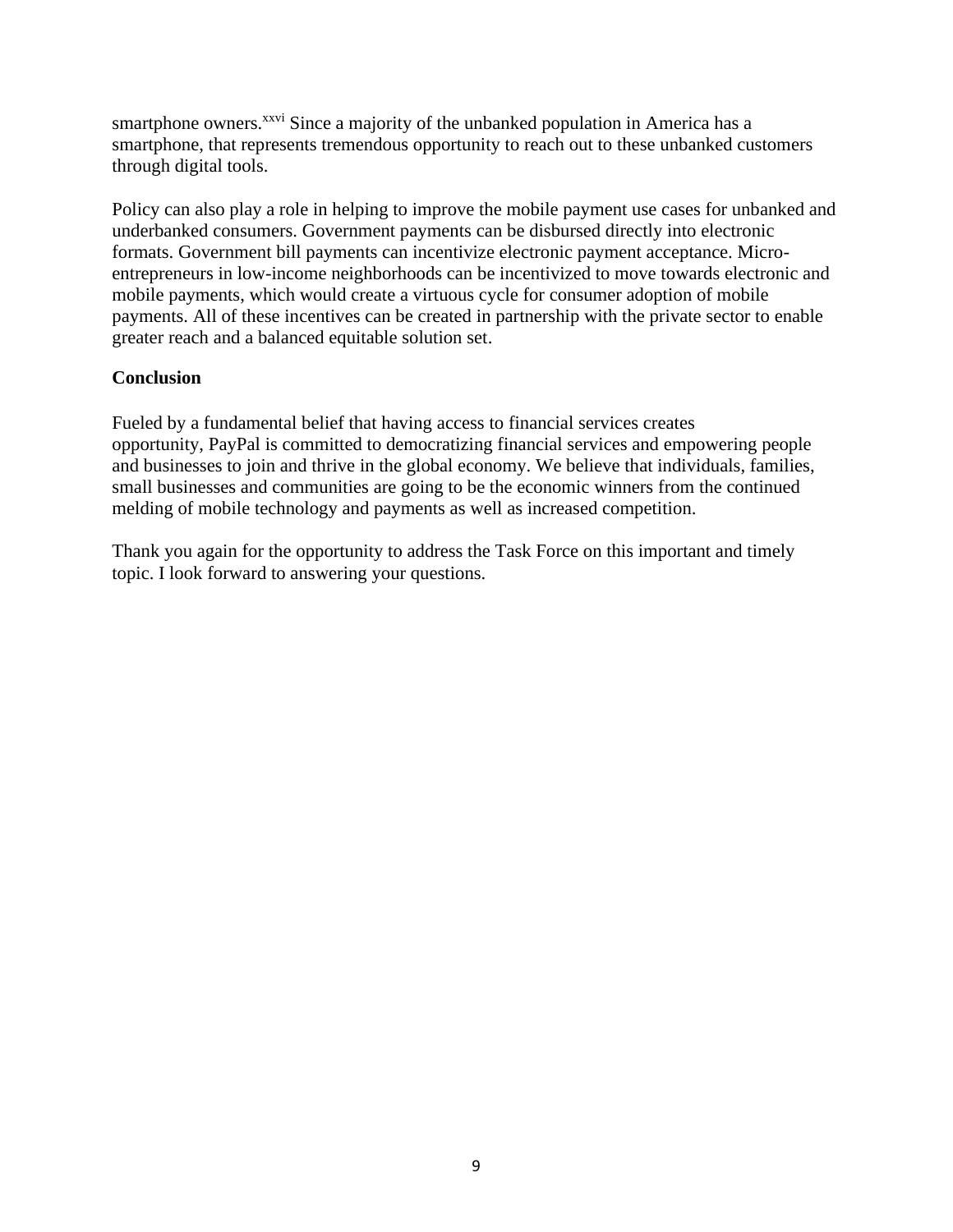smartphone owners.[xxvi] Since a majority of the unbanked population in America has a smartphone, that represents tremendous opportunity to reach out to these unbanked customers through digital tools.

Policy can also play a role in helping to improve the mobile payment use cases for unbanked and underbanked consumers. Government payments can be disbursed directly into electronic formats. Government bill payments can incentivize electronic payment acceptance. Micro-entrepreneurs in low-income neighborhoods can be incentivized to move towards electronic and mobile payments, which would create a virtuous cycle for consumer adoption of mobile payments. All of these incentives can be created in partnership with the private sector to enable greater reach and a balanced equitable solution set.

**Conclusion**

Fueled by a fundamental belief that having access to financial services creates opportunity, PayPal is committed to democratizing financial services and empowering people and businesses to join and thrive in the global economy. We believe that individuals, families, small businesses and communities are going to be the economic winners from the continued melding of mobile technology and payments as well as increased competition.

Thank you again for the opportunity to address the Task Force on this important and timely topic. I look forward to answering your questions.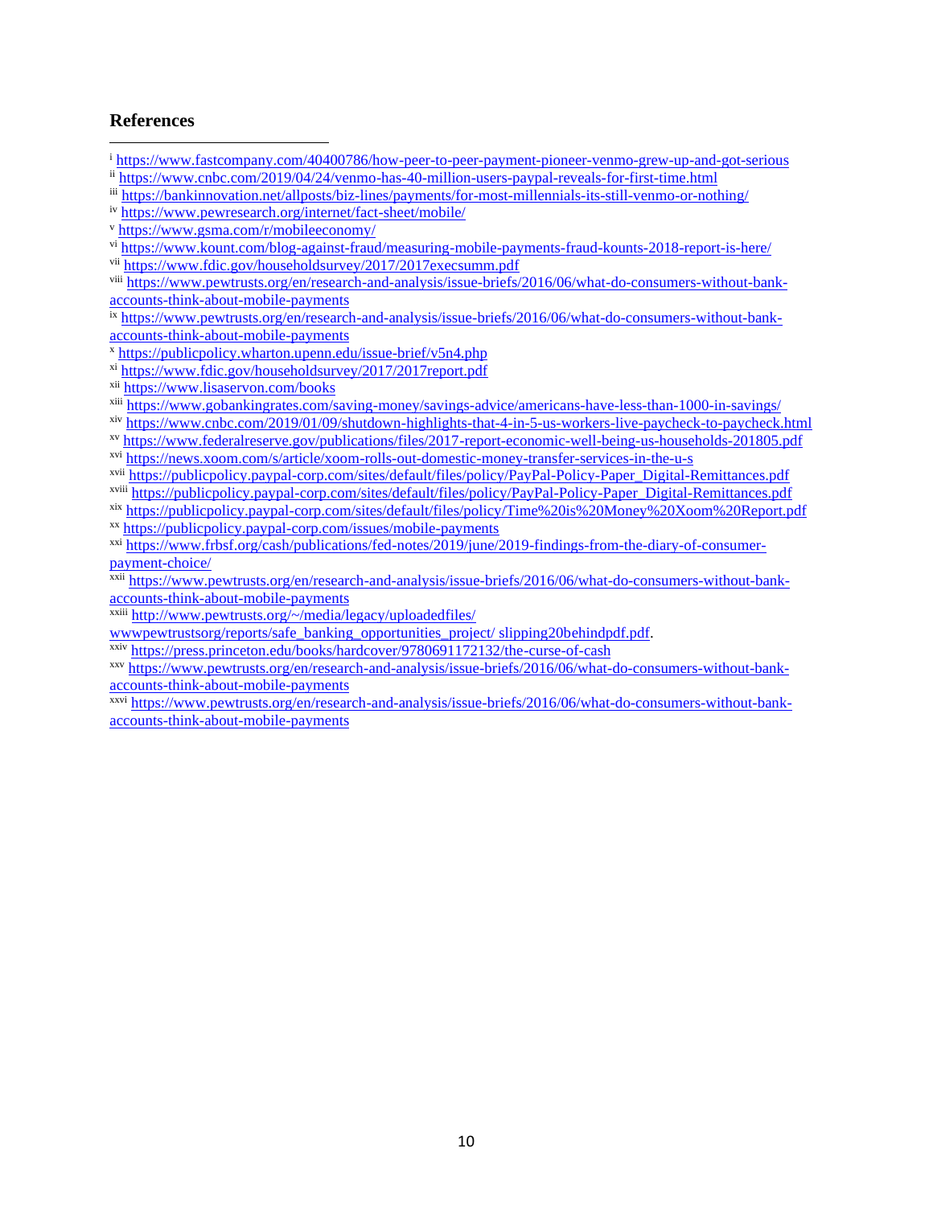## References

[i] https://www.fastcompany.com/40400786/how-peer-to-peer-payment-pioneer-venmo-grew-up-and-got-serious

[ii] https://www.cnbc.com/2019/04/24/venmo-has-40-million-users-paypal-reveals-for-first-time.html

[iii] https://bankinnovation.net/allposts/biz-lines/payments/for-most-millennials-its-still-venmo-or-nothing/

[iv] https://www.pewresearch.org/internet/fact-sheet/mobile/

[v] https://www.gsma.com/r/mobileeconomy/

[vi] https://www.kount.com/blog-against-fraud/measuring-mobile-payments-fraud-kounts-2018-report-is-here/

[vii] https://www.fdic.gov/householdsurvey/2017/2017execsumm.pdf

[viii] https://www.pewtrusts.org/en/research-and-analysis/issue-briefs/2016/06/what-do-consumers-without-bank-accounts-think-about-mobile-payments

[ix] https://www.pewtrusts.org/en/research-and-analysis/issue-briefs/2016/06/what-do-consumers-without-bank-accounts-think-about-mobile-payments

[x] https://publicpolicy.wharton.upenn.edu/issue-brief/v5n4.php

[xi] https://www.fdic.gov/householdsurvey/2017/2017report.pdf

[xii] https://www.lisaservon.com/books

[xiii] https://www.gobankingrates.com/saving-money/savings-advice/americans-have-less-than-1000-in-savings/

[xiv] https://www.cnbc.com/2019/01/09/shutdown-highlights-that-4-in-5-us-workers-live-paycheck-to-paycheck.html

[xv] https://www.federalreserve.gov/publications/files/2017-report-economic-well-being-us-households-201805.pdf

[xvi] https://news.xoom.com/s/article/xoom-rolls-out-domestic-money-transfer-services-in-the-u-s

[xvii] https://publicpolicy.paypal-corp.com/sites/default/files/policy/PayPal-Policy-Paper_Digital-Remittances.pdf

[xviii] https://publicpolicy.paypal-corp.com/sites/default/files/policy/PayPal-Policy-Paper_Digital-Remittances.pdf

[xix] https://publicpolicy.paypal-corp.com/sites/default/files/policy/Time%20is%20Money%20Xoom%20Report.pdf

[xx] https://publicpolicy.paypal-corp.com/issues/mobile-payments

[xxi] https://www.frbsf.org/cash/publications/fed-notes/2019/june/2019-findings-from-the-diary-of-consumer-payment-choice/

[xxii] https://www.pewtrusts.org/en/research-and-analysis/issue-briefs/2016/06/what-do-consumers-without-bank-accounts-think-about-mobile-payments

[xxiii] http://www.pewtrusts.org/~/media/legacy/uploadedfiles/wwwpewtrustsorg/reports/safe_banking_opportunities_project/ slipping20behindpdf.pdf.

[xxiv] https://press.princeton.edu/books/hardcover/9780691172132/the-curse-of-cash

[xxv] https://www.pewtrusts.org/en/research-and-analysis/issue-briefs/2016/06/what-do-consumers-without-bank-accounts-think-about-mobile-payments

[xxvi] https://www.pewtrusts.org/en/research-and-analysis/issue-briefs/2016/06/what-do-consumers-without-bank-accounts-think-about-mobile-payments